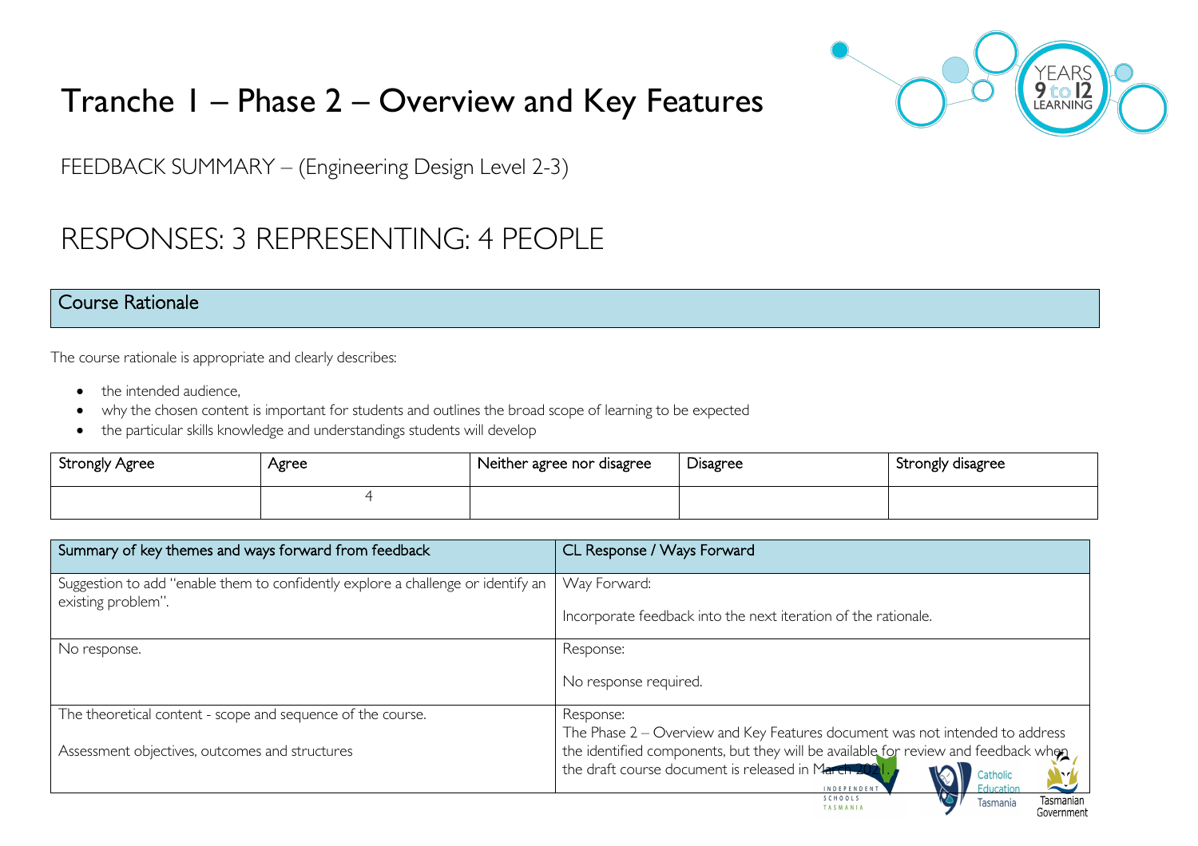# Tranche 1 – Phase 2 – Overview and Key Features

FEEDBACK SUMMARY – (Engineering Design Level 2-3)

# RESPONSES: 3 REPRESENTING: 4 PEOPLE

## Course Rationale

The course rationale is appropriate and clearly describes:

- the intended audience,
- why the chosen content is important for students and outlines the broad scope of learning to be expected
- the particular skills knowledge and understandings students will develop

| Strongly Agree | Agree | Neither agree nor disagree | Disagree | Strongly disagree |
|---|---|---|---|---|
| | 4 | | | |

| Summary of key themes and ways forward from feedback | CL Response / Ways Forward |
|---|---|
| Suggestion to add "enable them to confidently explore a challenge or identify an existing problem". | Way Forward:<br><br>Incorporate feedback into the next iteration of the rationale. |
| No response. | Response:<br><br>No response required. |
| The theoretical content - scope and sequence of the course.<br><br>Assessment objectives, outcomes and structures | Response:<br>The Phase 2 – Overview and Key Features document was not intended to address the identified components, but they will be available for review and feedback when the draft course document is released in March 2021. |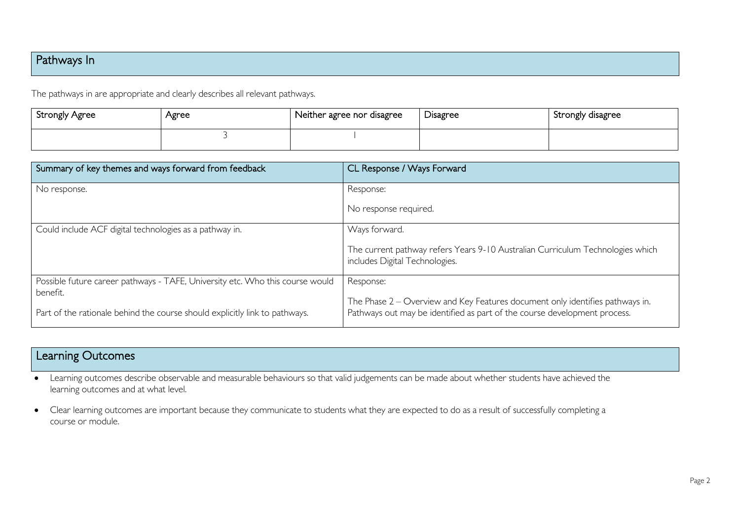## Pathways In

The pathways in are appropriate and clearly describes all relevant pathways.

| Strongly Agree | Agree | Neither agree nor disagree | Disagree | Strongly disagree |
|---|---|---|---|---|
| | 3 | 1 | | |

| Summary of key themes and ways forward from feedback | CL Response / Ways Forward |
|---|---|
| No response. | Response:<br><br>No response required. |
| Could include ACF digital technologies as a pathway in. | Ways forward.<br><br>The current pathway refers Years 9-10 Australian Curriculum Technologies which includes Digital Technologies. |
| Possible future career pathways - TAFE, University etc. Who this course would benefit.<br><br>Part of the rationale behind the course should explicitly link to pathways. | Response:<br><br>The Phase 2 – Overview and Key Features document only identifies pathways in. Pathways out may be identified as part of the course development process. |

## Learning Outcomes

- Learning outcomes describe observable and measurable behaviours so that valid judgements can be made about whether students have achieved the learning outcomes and at what level.
- Clear learning outcomes are important because they communicate to students what they are expected to do as a result of successfully completing a course or module.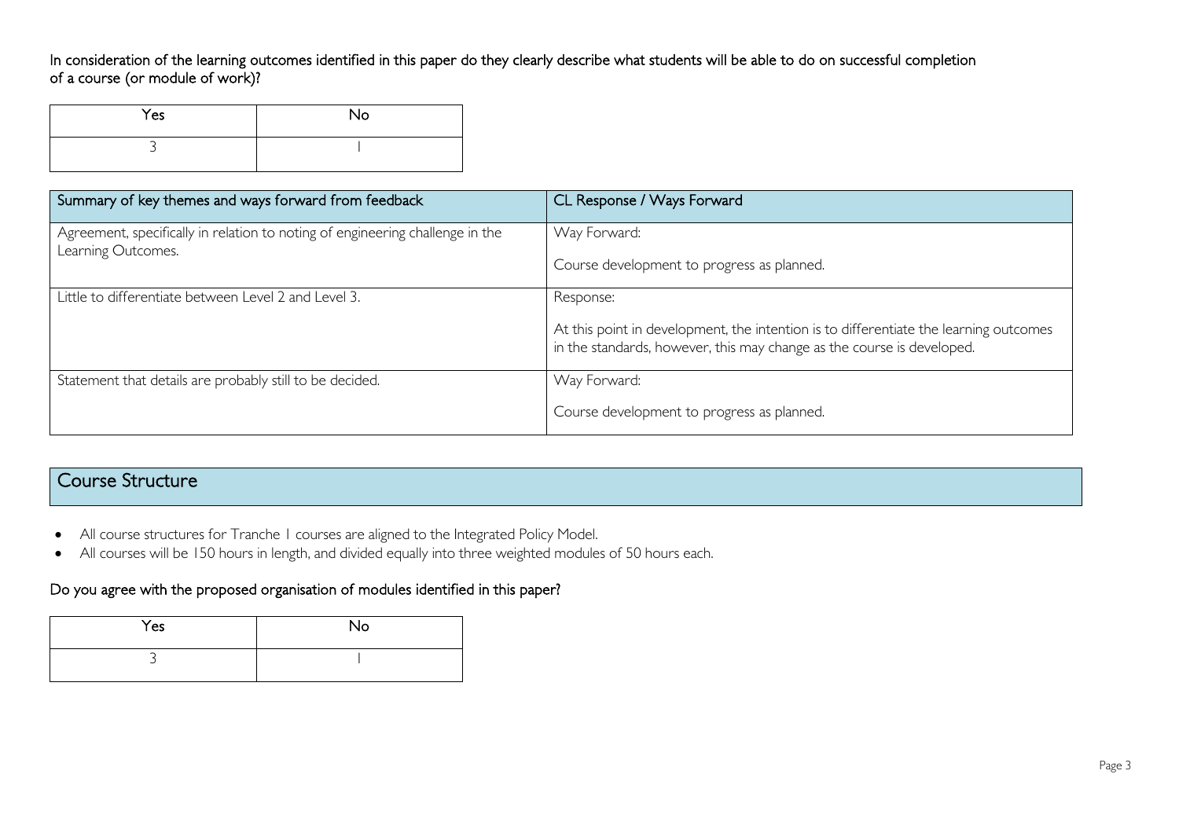In consideration of the learning outcomes identified in this paper do they clearly describe what students will be able to do on successful completion of a course (or module of work)?

| Yes | No |
|---|---|
| 3 | 1 |

| Summary of key themes and ways forward from feedback | CL Response / Ways Forward |
|---|---|
| Agreement, specifically in relation to noting of engineering challenge in the Learning Outcomes. | Way Forward:<br><br>Course development to progress as planned. |
| Little to differentiate between Level 2 and Level 3. | Response:<br><br>At this point in development, the intention is to differentiate the learning outcomes in the standards, however, this may change as the course is developed. |
| Statement that details are probably still to be decided. | Way Forward:<br><br>Course development to progress as planned. |

## Course Structure

- All course structures for Tranche 1 courses are aligned to the Integrated Policy Model.
- All courses will be 150 hours in length, and divided equally into three weighted modules of 50 hours each.

### Do you agree with the proposed organisation of modules identified in this paper?

| Yes | No |
|---|---|
| 3 | 1 |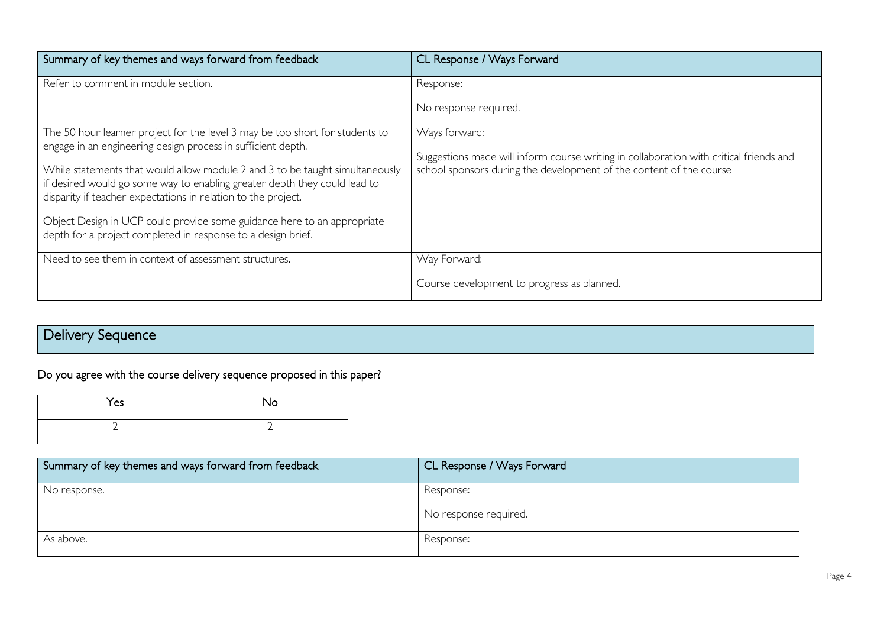| Summary of key themes and ways forward from feedback | CL Response / Ways Forward |
|---|---|
| Refer to comment in module section. | Response:<br><br>No response required. |
| The 50 hour learner project for the level 3 may be too short for students to engage in an engineering design process in sufficient depth.<br><br>While statements that would allow module 2 and 3 to be taught simultaneously if desired would go some way to enabling greater depth they could lead to disparity if teacher expectations in relation to the project.<br><br>Object Design in UCP could provide some guidance here to an appropriate depth for a project completed in response to a design brief. | Ways forward:<br><br>Suggestions made will inform course writing in collaboration with critical friends and school sponsors during the development of the content of the course |
| Need to see them in context of assessment structures. | Way Forward:<br><br>Course development to progress as planned. |

## Delivery Sequence

Do you agree with the course delivery sequence proposed in this paper?

| Yes | No |
|---|---|
| 2 | 2 |

| Summary of key themes and ways forward from feedback | CL Response / Ways Forward |
|---|---|
| No response. | Response:<br><br>No response required. |
| As above. | Response: |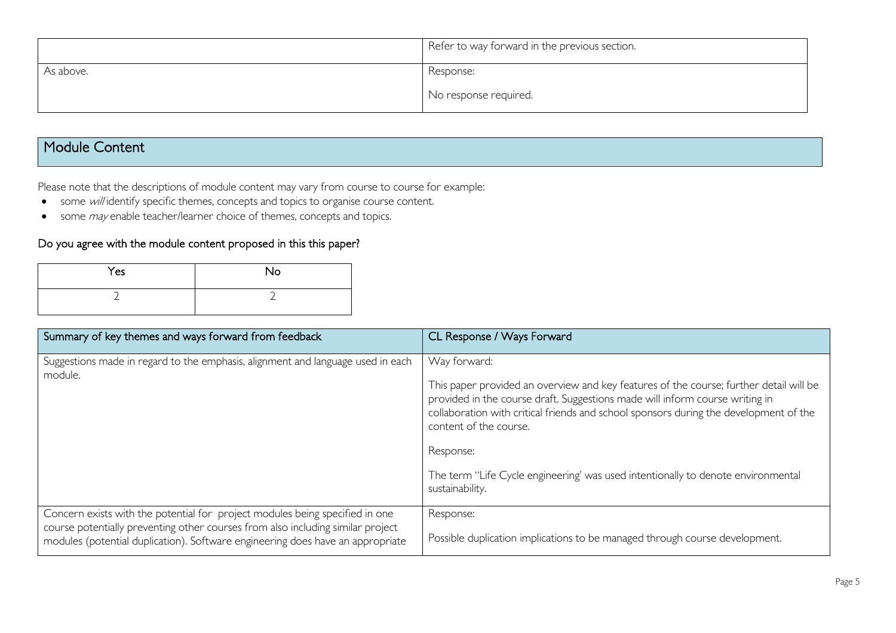| | |
|---|---|
| | Refer to way forward in the previous section. |
| As above. | Response:<br><br>No response required. |

## Module Content

Please note that the descriptions of module content may vary from course to course for example:

- some *will* identify specific themes, concepts and topics to organise course content.
- some *may* enable teacher/learner choice of themes, concepts and topics.

### Do you agree with the module content proposed in this this paper?

| Yes | No |
|---|---|
| 2 | 2 |

| Summary of key themes and ways forward from feedback | CL Response / Ways Forward |
|---|---|
| Suggestions made in regard to the emphasis, alignment and language used in each module. | Way forward:<br><br>This paper provided an overview and key features of the course; further detail will be provided in the course draft. Suggestions made will inform course writing in collaboration with critical friends and school sponsors during the development of the content of the course.<br><br>Response:<br><br>The term "Life Cycle engineering' was used intentionally to denote environmental sustainability. |
| Concern exists with the potential for project modules being specified in one course potentially preventing other courses from also including similar project modules (potential duplication). Software engineering does have an appropriate | Response:<br><br>Possible duplication implications to be managed through course development. |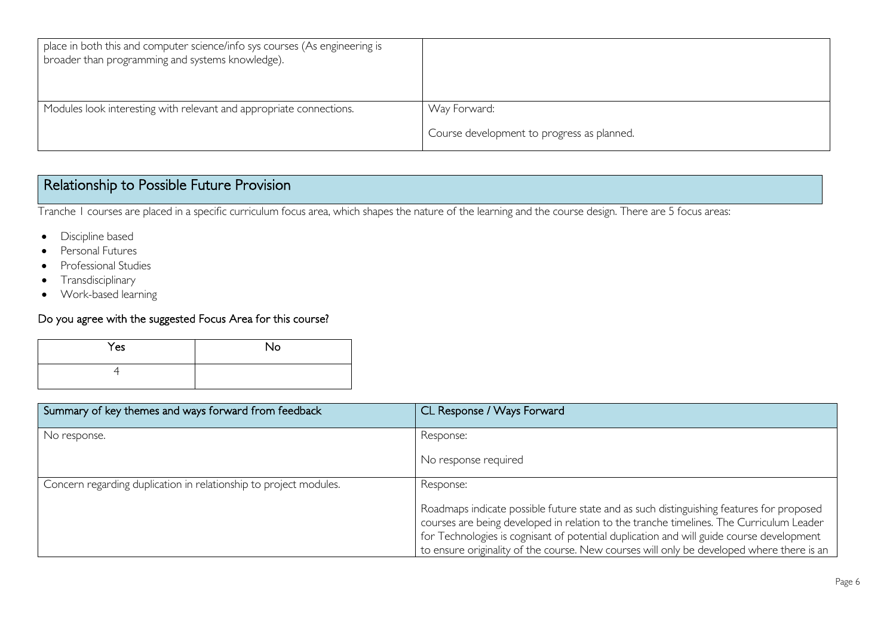| | |
|---|---|
| place in both this and computer science/info sys courses (As engineering is broader than programming and systems knowledge). | |
| Modules look interesting with relevant and appropriate connections. | Way Forward:<br><br>Course development to progress as planned. |

## Relationship to Possible Future Provision

Tranche 1 courses are placed in a specific curriculum focus area, which shapes the nature of the learning and the course design. There are 5 focus areas:

- Discipline based
- Personal Futures
- Professional Studies
- Transdisciplinary
- Work-based learning

### Do you agree with the suggested Focus Area for this course?

| Yes | No |
|---|---|
| 4 | |

| Summary of key themes and ways forward from feedback | CL Response / Ways Forward |
|---|---|
| No response. | Response:<br><br>No response required |
| Concern regarding duplication in relationship to project modules. | Response:<br><br>Roadmaps indicate possible future state and as such distinguishing features for proposed courses are being developed in relation to the tranche timelines. The Curriculum Leader for Technologies is cognisant of potential duplication and will guide course development to ensure originality of the course. New courses will only be developed where there is an |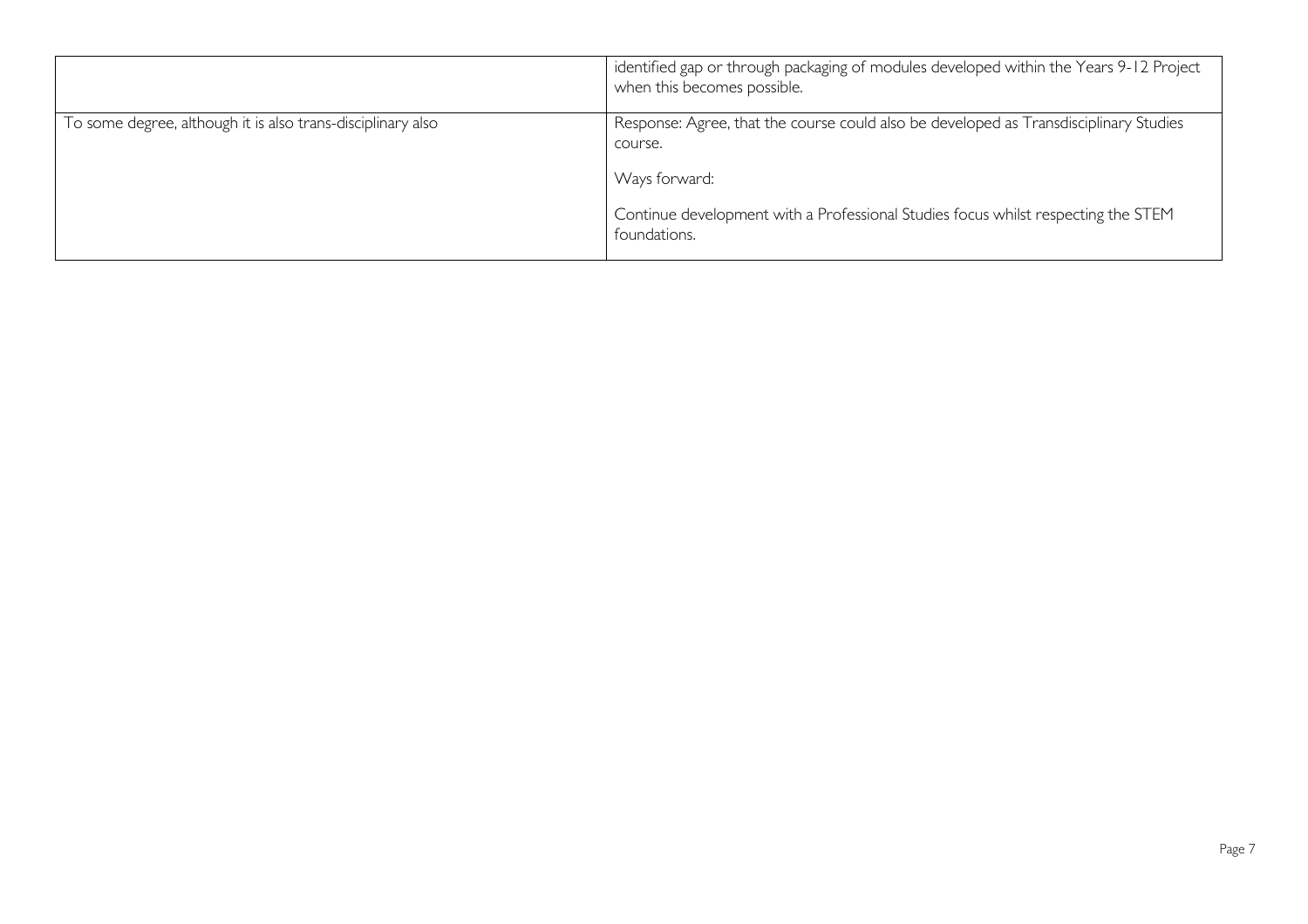| | |
|---|---|
| | identified gap or through packaging of modules developed within the Years 9-12 Project when this becomes possible. |
| To some degree, although it is also trans-disciplinary also | Response: Agree, that the course could also be developed as Transdisciplinary Studies course.<br><br>Ways forward:<br><br>Continue development with a Professional Studies focus whilst respecting the STEM foundations. |